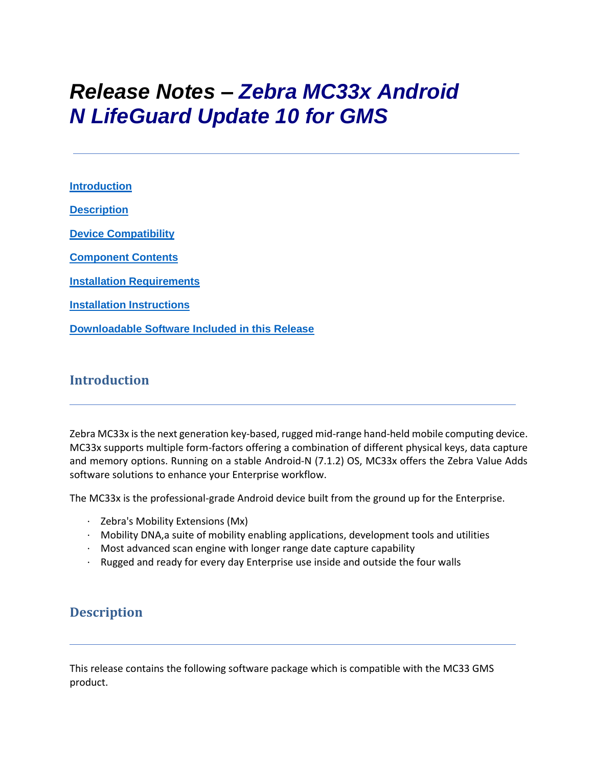# *Release Notes – Zebra MC33x Android N LifeGuard Update 10 for GMS*

[Introduction](#introduction)

[Description](#description)

[Device Compatibility](#device-compatibility)

[Component Contents](#component-contents)

[Installation Requirements](#installation-requirements)

[Installation Instructions](#installation-instructions)

[Downloadable Software Included in this Release](#downloadable-software-included-in-this-release)

## Introduction

Zebra MC33x is the next generation key-based, rugged mid-range hand-held mobile computing device. MC33x supports multiple form-factors offering a combination of different physical keys, data capture and memory options. Running on a stable Android-N (7.1.2) OS, MC33x offers the Zebra Value Adds software solutions to enhance your Enterprise workflow.

The MC33x is the professional-grade Android device built from the ground up for the Enterprise.

- Zebra's Mobility Extensions (Mx)
- Mobility DNA,a suite of mobility enabling applications, development tools and utilities
- Most advanced scan engine with longer range date capture capability
- Rugged and ready for every day Enterprise use inside and outside the four walls

## Description

This release contains the following software package which is compatible with the MC33 GMS product.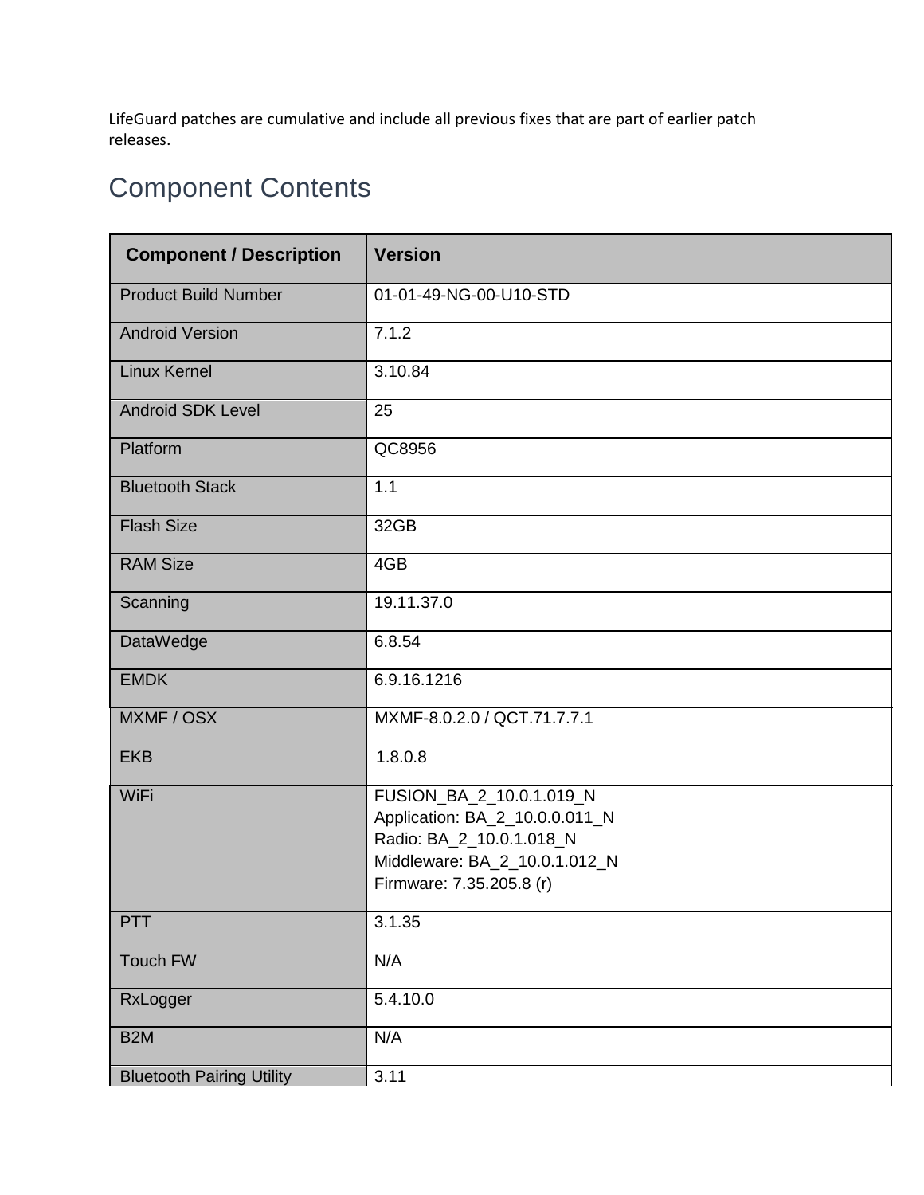LifeGuard patches are cumulative and include all previous fixes that are part of earlier patch releases.

## Component Contents

| Component / Description | Version |
| --- | --- |
| Product Build Number | 01-01-49-NG-00-U10-STD |
| Android Version | 7.1.2 |
| Linux Kernel | 3.10.84 |
| Android SDK Level | 25 |
| Platform | QC8956 |
| Bluetooth Stack | 1.1 |
| Flash Size | 32GB |
| RAM Size | 4GB |
| Scanning | 19.11.37.0 |
| DataWedge | 6.8.54 |
| EMDK | 6.9.16.1216 |
| MXMF / OSX | MXMF-8.0.2.0 / QCT.71.7.7.1 |
| EKB | 1.8.0.8 |
| WiFi | FUSION_BA_2_10.0.1.019_N<br>Application: BA_2_10.0.0.011_N<br>Radio: BA_2_10.0.1.018_N<br>Middleware: BA_2_10.0.1.012_N<br>Firmware: 7.35.205.8 (r) |
| PTT | 3.1.35 |
| Touch FW | N/A |
| RxLogger | 5.4.10.0 |
| B2M | N/A |
| Bluetooth Pairing Utility | 3.11 |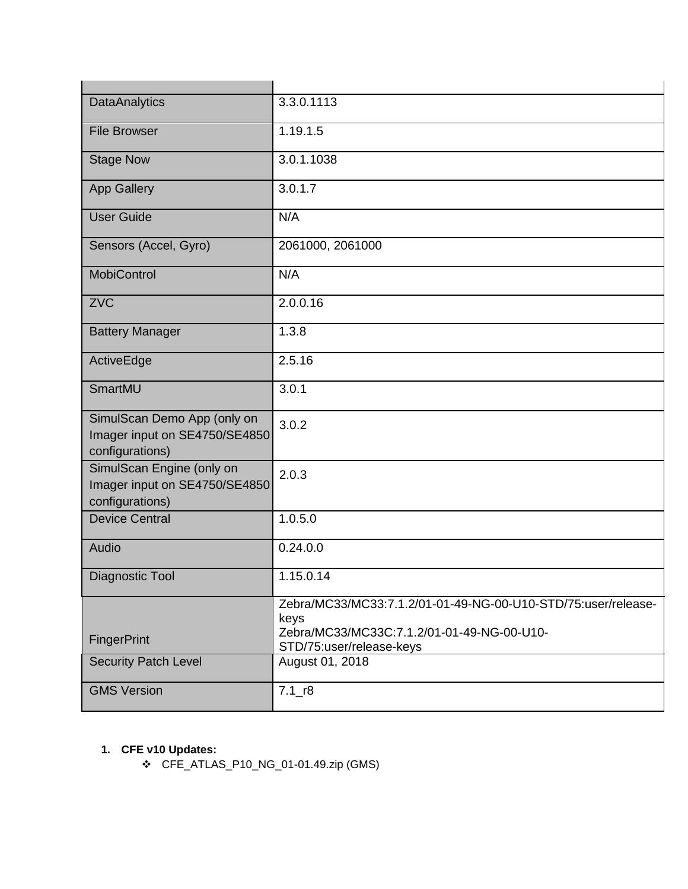| | |
|---|---|
| DataAnalytics | 3.3.0.1113 |
| File Browser | 1.19.1.5 |
| Stage Now | 3.0.1.1038 |
| App Gallery | 3.0.1.7 |
| User Guide | N/A |
| Sensors (Accel, Gyro) | 2061000, 2061000 |
| MobiControl | N/A |
| ZVC | 2.0.0.16 |
| Battery Manager | 1.3.8 |
| ActiveEdge | 2.5.16 |
| SmartMU | 3.0.1 |
| SimulScan Demo App (only on Imager input on SE4750/SE4850 configurations) | 3.0.2 |
| SimulScan Engine (only on Imager input on SE4750/SE4850 configurations) | 2.0.3 |
| Device Central | 1.0.5.0 |
| Audio | 0.24.0.0 |
| Diagnostic Tool | 1.15.0.14 |
| FingerPrint | Zebra/MC33/MC33:7.1.2/01-01-49-NG-00-U10-STD/75:user/release-keys<br>Zebra/MC33/MC33C:7.1.2/01-01-49-NG-00-U10-STD/75:user/release-keys |
| Security Patch Level | August 01, 2018 |
| GMS Version | 7.1_r8 |

1. **CFE v10 Updates:**
    - CFE_ATLAS_P10_NG_01-01.49.zip (GMS)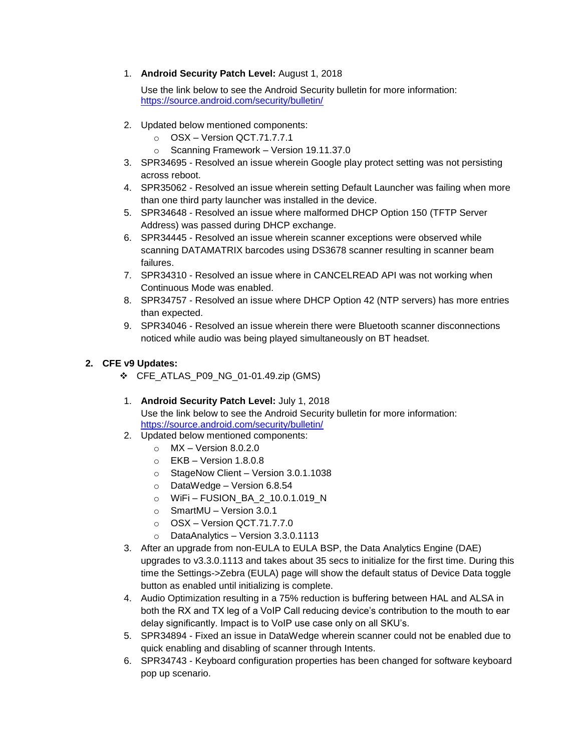1. **Android Security Patch Level:** August 1, 2018

   Use the link below to see the Android Security bulletin for more information: https://source.android.com/security/bulletin/

2. Updated below mentioned components:
   - OSX – Version QCT.71.7.7.1
   - Scanning Framework – Version 19.11.37.0
3. SPR34695 - Resolved an issue wherein Google play protect setting was not persisting across reboot.
4. SPR35062 - Resolved an issue wherein setting Default Launcher was failing when more than one third party launcher was installed in the device.
5. SPR34648 - Resolved an issue where malformed DHCP Option 150 (TFTP Server Address) was passed during DHCP exchange.
6. SPR34445 - Resolved an issue wherein scanner exceptions were observed while scanning DATAMATRIX barcodes using DS3678 scanner resulting in scanner beam failures.
7. SPR34310 - Resolved an issue where in CANCELREAD API was not working when Continuous Mode was enabled.
8. SPR34757 - Resolved an issue where DHCP Option 42 (NTP servers) has more entries than expected.
9. SPR34046 - Resolved an issue wherein there were Bluetooth scanner disconnections noticed while audio was being played simultaneously on BT headset.

## 2. CFE v9 Updates:

- CFE_ATLAS_P09_NG_01-01.49.zip (GMS)

1. **Android Security Patch Level:** July 1, 2018

   Use the link below to see the Android Security bulletin for more information: https://source.android.com/security/bulletin/
2. Updated below mentioned components:
   - MX – Version 8.0.2.0
   - EKB – Version 1.8.0.8
   - StageNow Client – Version 3.0.1.1038
   - DataWedge – Version 6.8.54
   - WiFi – FUSION_BA_2_10.0.1.019_N
   - SmartMU – Version 3.0.1
   - OSX – Version QCT.71.7.7.0
   - DataAnalytics – Version 3.3.0.1113
3. After an upgrade from non-EULA to EULA BSP, the Data Analytics Engine (DAE) upgrades to v3.3.0.1113 and takes about 35 secs to initialize for the first time. During this time the Settings->Zebra (EULA) page will show the default status of Device Data toggle button as enabled until initializing is complete.
4. Audio Optimization resulting in a 75% reduction is buffering between HAL and ALSA in both the RX and TX leg of a VoIP Call reducing device's contribution to the mouth to ear delay significantly. Impact is to VoIP use case only on all SKU's.
5. SPR34894 - Fixed an issue in DataWedge wherein scanner could not be enabled due to quick enabling and disabling of scanner through Intents.
6. SPR34743 - Keyboard configuration properties has been changed for software keyboard pop up scenario.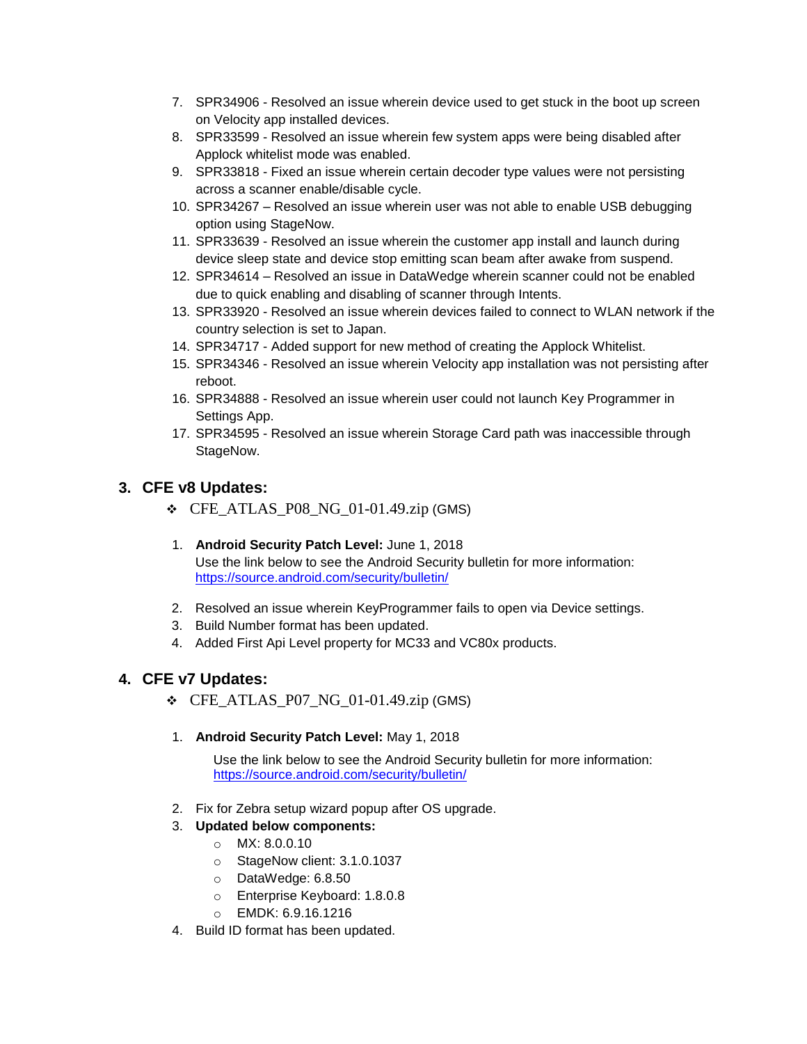7. SPR34906 - Resolved an issue wherein device used to get stuck in the boot up screen on Velocity app installed devices.
8. SPR33599 - Resolved an issue wherein few system apps were being disabled after Applock whitelist mode was enabled.
9. SPR33818 - Fixed an issue wherein certain decoder type values were not persisting across a scanner enable/disable cycle.
10. SPR34267 – Resolved an issue wherein user was not able to enable USB debugging option using StageNow.
11. SPR33639 - Resolved an issue wherein the customer app install and launch during device sleep state and device stop emitting scan beam after awake from suspend.
12. SPR34614 – Resolved an issue in DataWedge wherein scanner could not be enabled due to quick enabling and disabling of scanner through Intents.
13. SPR33920 - Resolved an issue wherein devices failed to connect to WLAN network if the country selection is set to Japan.
14. SPR34717 - Added support for new method of creating the Applock Whitelist.
15. SPR34346 - Resolved an issue wherein Velocity app installation was not persisting after reboot.
16. SPR34888 - Resolved an issue wherein user could not launch Key Programmer in Settings App.
17. SPR34595 - Resolved an issue wherein Storage Card path was inaccessible through StageNow.

## 3. CFE v8 Updates:

- CFE_ATLAS_P08_NG_01-01.49.zip (GMS)

1. **Android Security Patch Level:** June 1, 2018
   Use the link below to see the Android Security bulletin for more information: https://source.android.com/security/bulletin/
2. Resolved an issue wherein KeyProgrammer fails to open via Device settings.
3. Build Number format has been updated.
4. Added First Api Level property for MC33 and VC80x products.

## 4. CFE v7 Updates:

- CFE_ATLAS_P07_NG_01-01.49.zip (GMS)

1. **Android Security Patch Level:** May 1, 2018

   Use the link below to see the Android Security bulletin for more information: https://source.android.com/security/bulletin/
2. Fix for Zebra setup wizard popup after OS upgrade.
3. **Updated below components:**
   - MX: 8.0.0.10
   - StageNow client: 3.1.0.1037
   - DataWedge: 6.8.50
   - Enterprise Keyboard: 1.8.0.8
   - EMDK: 6.9.16.1216
4. Build ID format has been updated.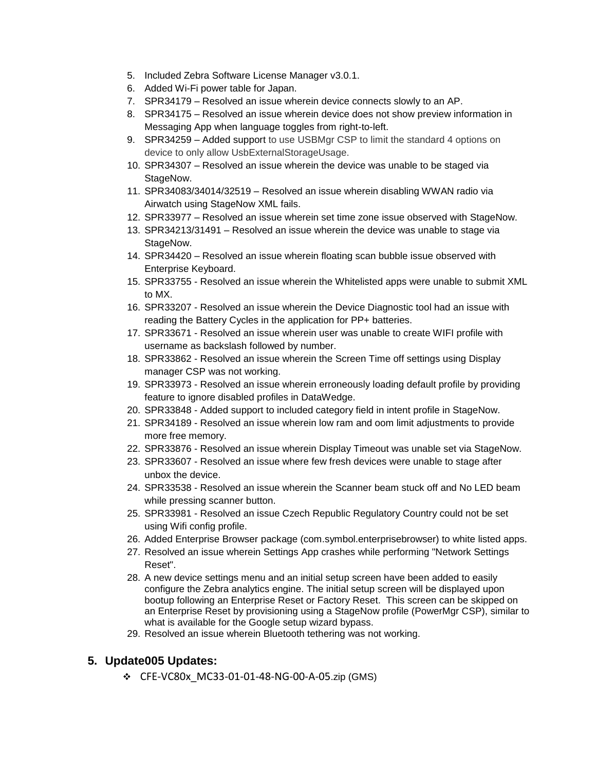5. Included Zebra Software License Manager v3.0.1.
6. Added Wi-Fi power table for Japan.
7. SPR34179 – Resolved an issue wherein device connects slowly to an AP.
8. SPR34175 – Resolved an issue wherein device does not show preview information in Messaging App when language toggles from right-to-left.
9. SPR34259 – Added support to use USBMgr CSP to limit the standard 4 options on device to only allow UsbExternalStorageUsage.
10. SPR34307 – Resolved an issue wherein the device was unable to be staged via StageNow.
11. SPR34083/34014/32519 – Resolved an issue wherein disabling WWAN radio via Airwatch using StageNow XML fails.
12. SPR33977 – Resolved an issue wherein set time zone issue observed with StageNow.
13. SPR34213/31491 – Resolved an issue wherein the device was unable to stage via StageNow.
14. SPR34420 – Resolved an issue wherein floating scan bubble issue observed with Enterprise Keyboard.
15. SPR33755 - Resolved an issue wherein the Whitelisted apps were unable to submit XML to MX.
16. SPR33207 - Resolved an issue wherein the Device Diagnostic tool had an issue with reading the Battery Cycles in the application for PP+ batteries.
17. SPR33671 - Resolved an issue wherein user was unable to create WIFI profile with username as backslash followed by number.
18. SPR33862 - Resolved an issue wherein the Screen Time off settings using Display manager CSP was not working.
19. SPR33973 - Resolved an issue wherein erroneously loading default profile by providing feature to ignore disabled profiles in DataWedge.
20. SPR33848 - Added support to included category field in intent profile in StageNow.
21. SPR34189 - Resolved an issue wherein low ram and oom limit adjustments to provide more free memory.
22. SPR33876 - Resolved an issue wherein Display Timeout was unable set via StageNow.
23. SPR33607 - Resolved an issue where few fresh devices were unable to stage after unbox the device.
24. SPR33538 - Resolved an issue wherein the Scanner beam stuck off and No LED beam while pressing scanner button.
25. SPR33981 - Resolved an issue Czech Republic Regulatory Country could not be set using Wifi config profile.
26. Added Enterprise Browser package (com.symbol.enterprisebrowser) to white listed apps.
27. Resolved an issue wherein Settings App crashes while performing "Network Settings Reset".
28. A new device settings menu and an initial setup screen have been added to easily configure the Zebra analytics engine. The initial setup screen will be displayed upon bootup following an Enterprise Reset or Factory Reset. This screen can be skipped on an Enterprise Reset by provisioning using a StageNow profile (PowerMgr CSP), similar to what is available for the Google setup wizard bypass.
29. Resolved an issue wherein Bluetooth tethering was not working.

## 5. Update005 Updates:

- CFE-VC80x_MC33-01-01-48-NG-00-A-05.zip (GMS)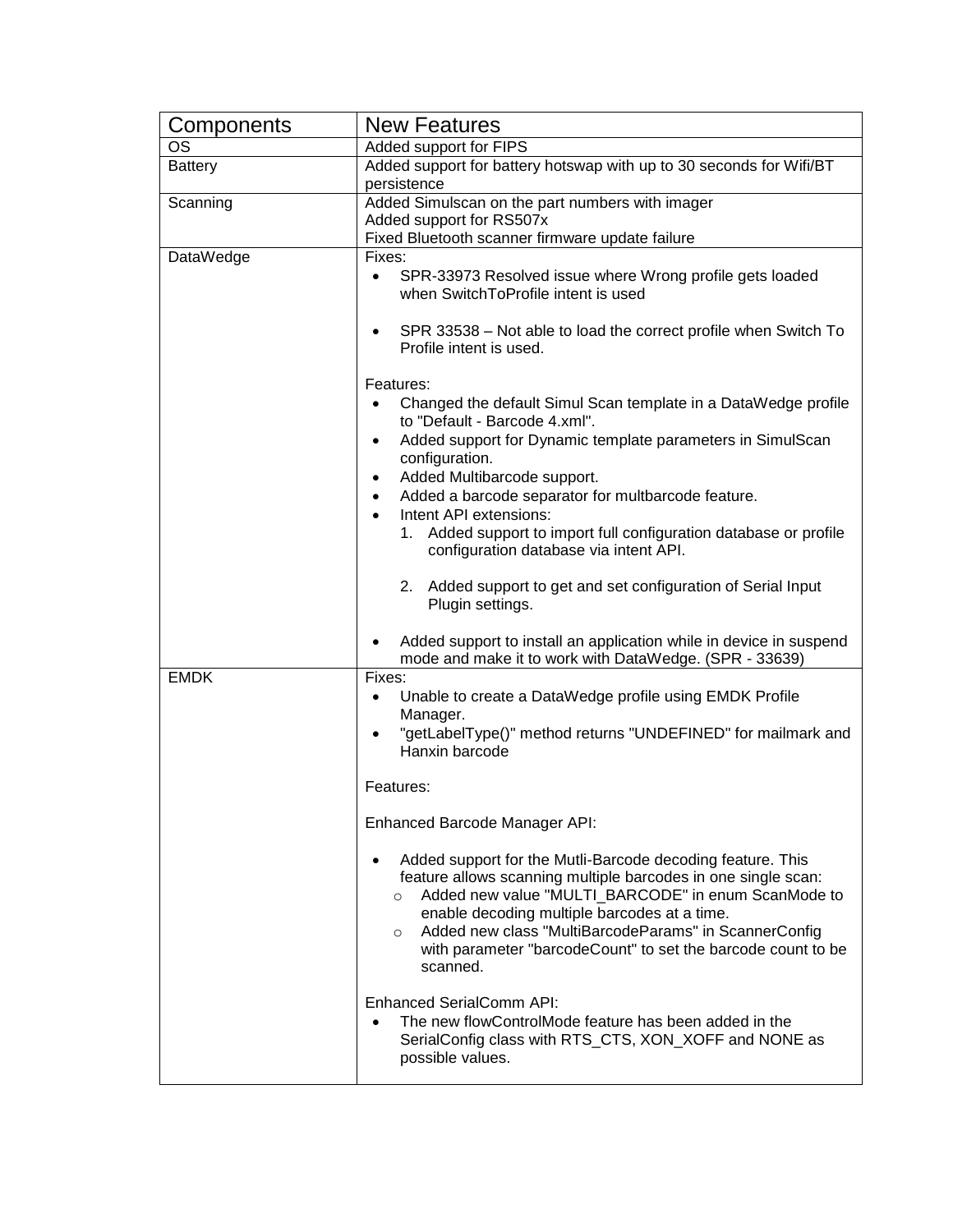| Components | New Features |
| --- | --- |
| OS | Added support for FIPS |
| Battery | Added support for battery hotswap with up to 30 seconds for Wifi/BT persistence |
| Scanning | Added Simulscan on the part numbers with imager<br>Added support for RS507x<br>Fixed Bluetooth scanner firmware update failure |
| DataWedge | Fixes:<br>• SPR-33973 Resolved issue where Wrong profile gets loaded when SwitchToProfile intent is used<br><br>• SPR 33538 – Not able to load the correct profile when Switch To Profile intent is used.<br><br>Features:<br>• Changed the default Simul Scan template in a DataWedge profile to "Default - Barcode 4.xml".<br>• Added support for Dynamic template parameters in SimulScan configuration.<br>• Added Multibarcode support.<br>• Added a barcode separator for multbarcode feature.<br>• Intent API extensions:<br>1. Added support to import full configuration database or profile configuration database via intent API.<br><br>2. Added support to get and set configuration of Serial Input Plugin settings.<br><br>• Added support to install an application while in device in suspend mode and make it to work with DataWedge. (SPR - 33639) |
| EMDK | Fixes:<br>• Unable to create a DataWedge profile using EMDK Profile Manager.<br>• "getLabelType()" method returns "UNDEFINED" for mailmark and Hanxin barcode<br><br>Features:<br><br>Enhanced Barcode Manager API:<br><br>• Added support for the Mutli-Barcode decoding feature. This feature allows scanning multiple barcodes in one single scan:<br>o Added new value "MULTI_BARCODE" in enum ScanMode to enable decoding multiple barcodes at a time.<br>o Added new class "MultiBarcodeParams" in ScannerConfig with parameter "barcodeCount" to set the barcode count to be scanned.<br><br>Enhanced SerialComm API:<br>• The new flowControlMode feature has been added in the SerialConfig class with RTS_CTS, XON_XOFF and NONE as possible values. |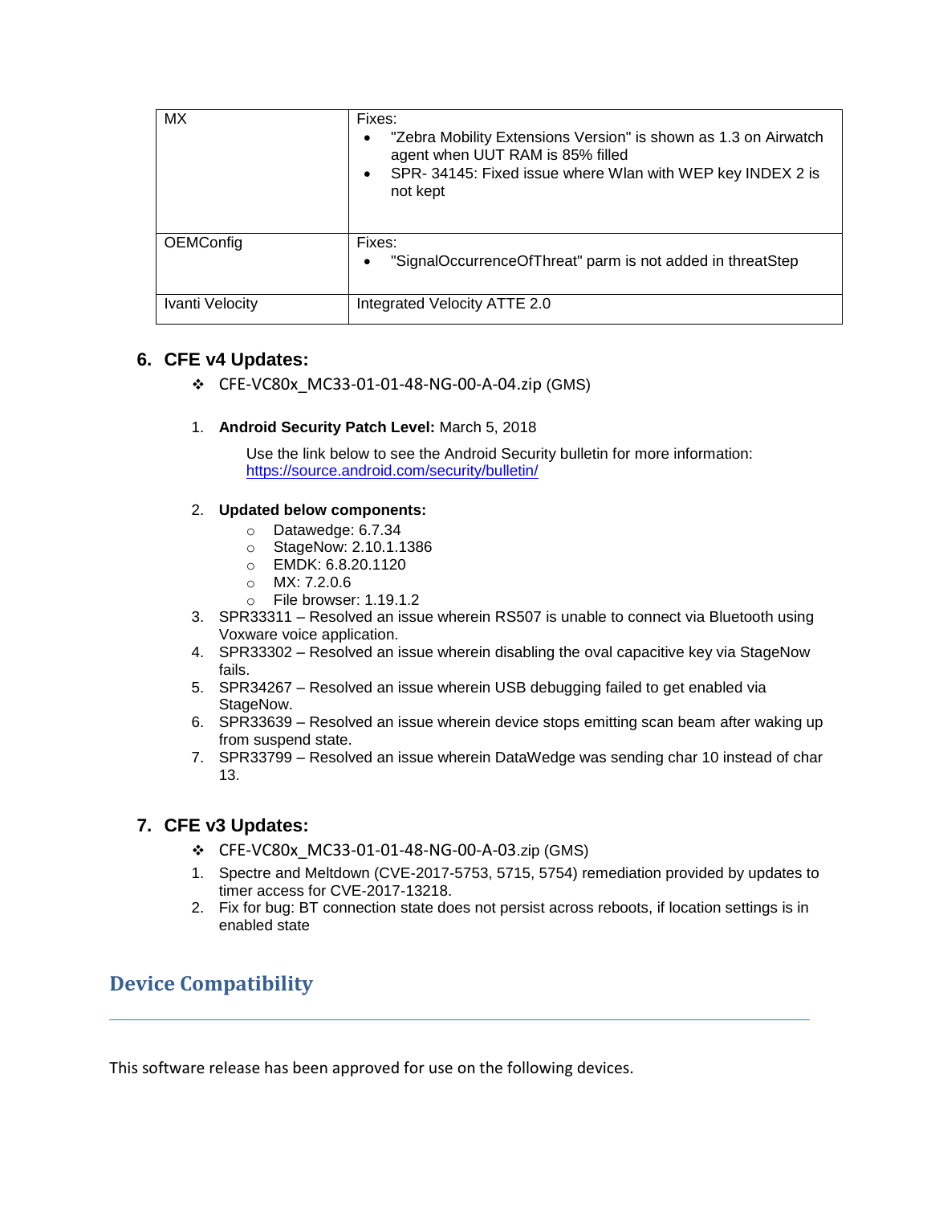| MX | Fixes:<br>• "Zebra Mobility Extensions Version" is shown as 1.3 on Airwatch agent when UUT RAM is 85% filled<br>• SPR- 34145: Fixed issue where Wlan with WEP key INDEX 2 is not kept |
|---|---|
| OEMConfig | Fixes:<br>• "SignalOccurrenceOfThreat" parm is not added in threatStep |
| Ivanti Velocity | Integrated Velocity ATTE 2.0 |

## 6. CFE v4 Updates:

- CFE-VC80x_MC33-01-01-48-NG-00-A-04.zip (GMS)

1. **Android Security Patch Level:** March 5, 2018

   Use the link below to see the Android Security bulletin for more information: https://source.android.com/security/bulletin/

2. **Updated below components:**
   - Datawedge: 6.7.34
   - StageNow: 2.10.1.1386
   - EMDK: 6.8.20.1120
   - MX: 7.2.0.6
   - File browser: 1.19.1.2
3. SPR33311 – Resolved an issue wherein RS507 is unable to connect via Bluetooth using Voxware voice application.
4. SPR33302 – Resolved an issue wherein disabling the oval capacitive key via StageNow fails.
5. SPR34267 – Resolved an issue wherein USB debugging failed to get enabled via StageNow.
6. SPR33639 – Resolved an issue wherein device stops emitting scan beam after waking up from suspend state.
7. SPR33799 – Resolved an issue wherein DataWedge was sending char 10 instead of char 13.

## 7. CFE v3 Updates:

- CFE-VC80x_MC33-01-01-48-NG-00-A-03.zip (GMS)

1. Spectre and Meltdown (CVE-2017-5753, 5715, 5754) remediation provided by updates to timer access for CVE-2017-13218.
2. Fix for bug: BT connection state does not persist across reboots, if location settings is in enabled state

# Device Compatibility

This software release has been approved for use on the following devices.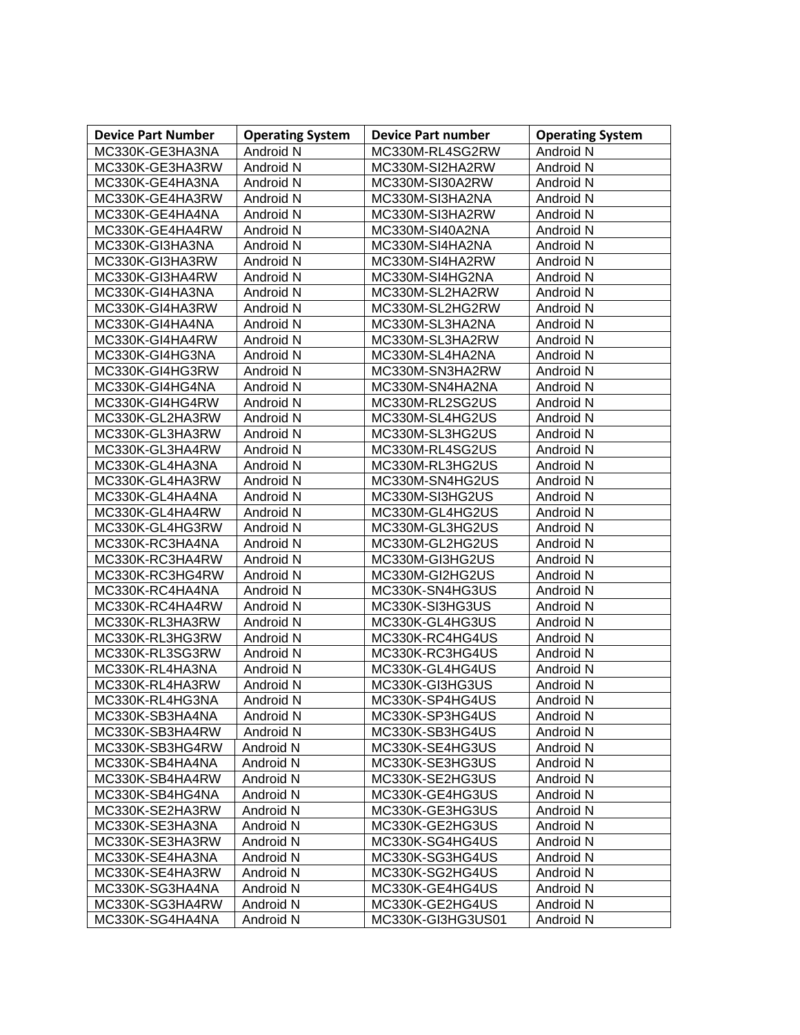| Device Part Number | Operating System | Device Part number | Operating System |
|---|---|---|---|
| MC330K-GE3HA3NA | Android N | MC330M-RL4SG2RW | Android N |
| MC330K-GE3HA3RW | Android N | MC330M-SI2HA2RW | Android N |
| MC330K-GE4HA3NA | Android N | MC330M-SI30A2RW | Android N |
| MC330K-GE4HA3RW | Android N | MC330M-SI3HA2NA | Android N |
| MC330K-GE4HA4NA | Android N | MC330M-SI3HA2RW | Android N |
| MC330K-GE4HA4RW | Android N | MC330M-SI40A2NA | Android N |
| MC330K-GI3HA3NA | Android N | MC330M-SI4HA2NA | Android N |
| MC330K-GI3HA3RW | Android N | MC330M-SI4HA2RW | Android N |
| MC330K-GI3HA4RW | Android N | MC330M-SI4HG2NA | Android N |
| MC330K-GI4HA3NA | Android N | MC330M-SL2HA2RW | Android N |
| MC330K-GI4HA3RW | Android N | MC330M-SL2HG2RW | Android N |
| MC330K-GI4HA4NA | Android N | MC330M-SL3HA2NA | Android N |
| MC330K-GI4HA4RW | Android N | MC330M-SL3HA2RW | Android N |
| MC330K-GI4HG3NA | Android N | MC330M-SL4HA2NA | Android N |
| MC330K-GI4HG3RW | Android N | MC330M-SN3HA2RW | Android N |
| MC330K-GI4HG4NA | Android N | MC330M-SN4HA2NA | Android N |
| MC330K-GI4HG4RW | Android N | MC330M-RL2SG2US | Android N |
| MC330K-GL2HA3RW | Android N | MC330M-SL4HG2US | Android N |
| MC330K-GL3HA3RW | Android N | MC330M-SL3HG2US | Android N |
| MC330K-GL3HA4RW | Android N | MC330M-RL4SG2US | Android N |
| MC330K-GL4HA3NA | Android N | MC330M-RL3HG2US | Android N |
| MC330K-GL4HA3RW | Android N | MC330M-SN4HG2US | Android N |
| MC330K-GL4HA4NA | Android N | MC330M-SI3HG2US | Android N |
| MC330K-GL4HA4RW | Android N | MC330M-GL4HG2US | Android N |
| MC330K-GL4HG3RW | Android N | MC330M-GL3HG2US | Android N |
| MC330K-RC3HA4NA | Android N | MC330M-GL2HG2US | Android N |
| MC330K-RC3HA4RW | Android N | MC330M-GI3HG2US | Android N |
| MC330K-RC3HG4RW | Android N | MC330M-GI2HG2US | Android N |
| MC330K-RC4HA4NA | Android N | MC330K-SN4HG3US | Android N |
| MC330K-RC4HA4RW | Android N | MC330K-SI3HG3US | Android N |
| MC330K-RL3HA3RW | Android N | MC330K-GL4HG3US | Android N |
| MC330K-RL3HG3RW | Android N | MC330K-RC4HG4US | Android N |
| MC330K-RL3SG3RW | Android N | MC330K-RC3HG4US | Android N |
| MC330K-RL4HA3NA | Android N | MC330K-GL4HG4US | Android N |
| MC330K-RL4HA3RW | Android N | MC330K-GI3HG3US | Android N |
| MC330K-RL4HG3NA | Android N | MC330K-SP4HG4US | Android N |
| MC330K-SB3HA4NA | Android N | MC330K-SP3HG4US | Android N |
| MC330K-SB3HA4RW | Android N | MC330K-SB3HG4US | Android N |
| MC330K-SB3HG4RW | Android N | MC330K-SE4HG3US | Android N |
| MC330K-SB4HA4NA | Android N | MC330K-SE3HG3US | Android N |
| MC330K-SB4HA4RW | Android N | MC330K-SE2HG3US | Android N |
| MC330K-SB4HG4NA | Android N | MC330K-GE4HG3US | Android N |
| MC330K-SE2HA3RW | Android N | MC330K-GE3HG3US | Android N |
| MC330K-SE3HA3NA | Android N | MC330K-GE2HG3US | Android N |
| MC330K-SE3HA3RW | Android N | MC330K-SG4HG4US | Android N |
| MC330K-SE4HA3NA | Android N | MC330K-SG3HG4US | Android N |
| MC330K-SE4HA3RW | Android N | MC330K-SG2HG4US | Android N |
| MC330K-SG3HA4NA | Android N | MC330K-GE4HG4US | Android N |
| MC330K-SG3HA4RW | Android N | MC330K-GE2HG4US | Android N |
| MC330K-SG4HA4NA | Android N | MC330K-GI3HG3US01 | Android N |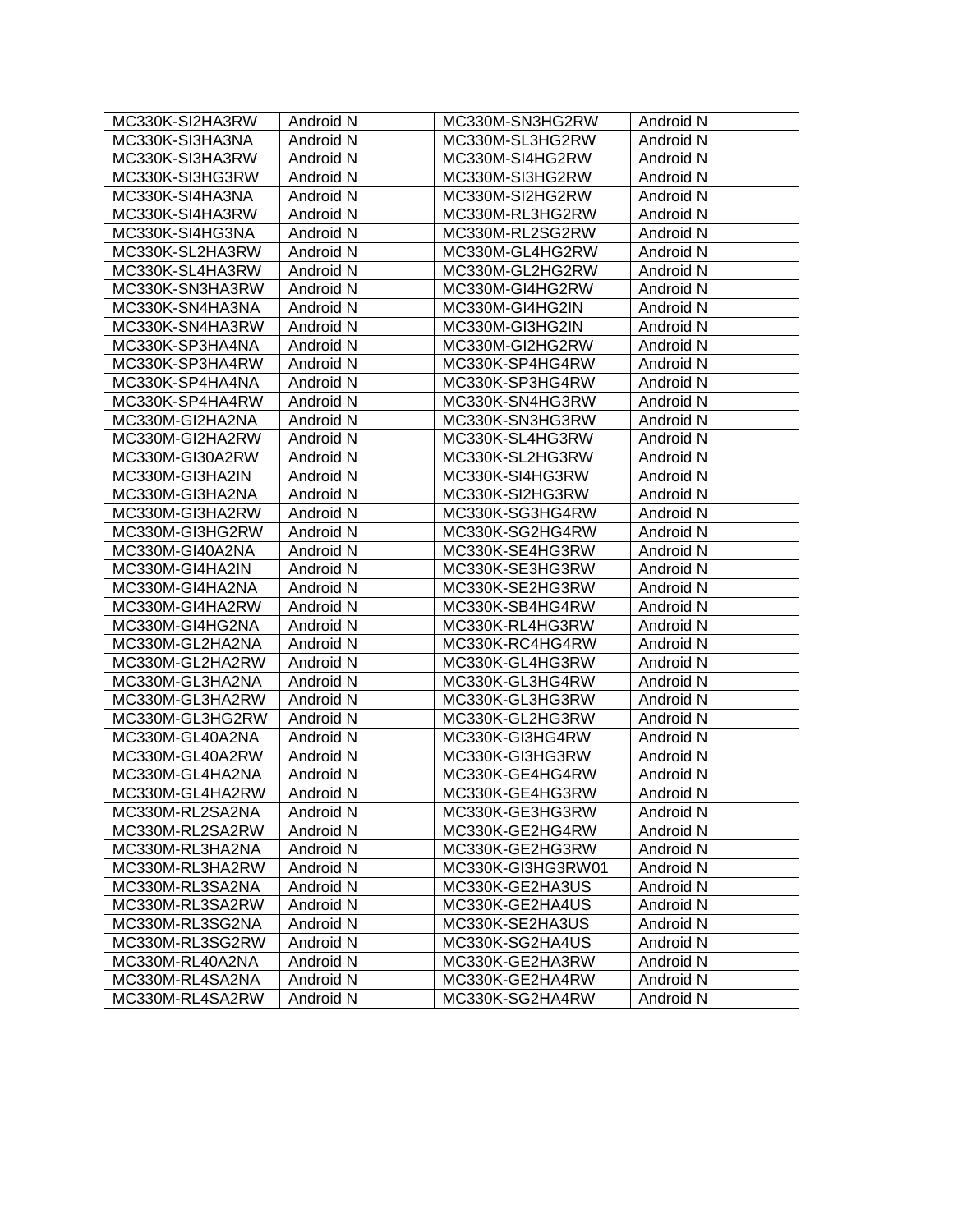| MC330K-SI2HA3RW | Android N | MC330M-SN3HG2RW | Android N |
|---|---|---|---|
| MC330K-SI3HA3NA | Android N | MC330M-SL3HG2RW | Android N |
| MC330K-SI3HA3RW | Android N | MC330M-SI4HG2RW | Android N |
| MC330K-SI3HG3RW | Android N | MC330M-SI3HG2RW | Android N |
| MC330K-SI4HA3NA | Android N | MC330M-SI2HG2RW | Android N |
| MC330K-SI4HA3RW | Android N | MC330M-RL3HG2RW | Android N |
| MC330K-SI4HG3NA | Android N | MC330M-RL2SG2RW | Android N |
| MC330K-SL2HA3RW | Android N | MC330M-GL4HG2RW | Android N |
| MC330K-SL4HA3RW | Android N | MC330M-GL2HG2RW | Android N |
| MC330K-SN3HA3RW | Android N | MC330M-GI4HG2RW | Android N |
| MC330K-SN4HA3NA | Android N | MC330M-GI4HG2IN | Android N |
| MC330K-SN4HA3RW | Android N | MC330M-GI3HG2IN | Android N |
| MC330K-SP3HA4NA | Android N | MC330M-GI2HG2RW | Android N |
| MC330K-SP3HA4RW | Android N | MC330K-SP4HG4RW | Android N |
| MC330K-SP4HA4NA | Android N | MC330K-SP3HG4RW | Android N |
| MC330K-SP4HA4RW | Android N | MC330K-SN4HG3RW | Android N |
| MC330M-GI2HA2NA | Android N | MC330K-SN3HG3RW | Android N |
| MC330M-GI2HA2RW | Android N | MC330K-SL4HG3RW | Android N |
| MC330M-GI30A2RW | Android N | MC330K-SL2HG3RW | Android N |
| MC330M-GI3HA2IN | Android N | MC330K-SI4HG3RW | Android N |
| MC330M-GI3HA2NA | Android N | MC330K-SI2HG3RW | Android N |
| MC330M-GI3HA2RW | Android N | MC330K-SG3HG4RW | Android N |
| MC330M-GI3HG2RW | Android N | MC330K-SG2HG4RW | Android N |
| MC330M-GI40A2NA | Android N | MC330K-SE4HG3RW | Android N |
| MC330M-GI4HA2IN | Android N | MC330K-SE3HG3RW | Android N |
| MC330M-GI4HA2NA | Android N | MC330K-SE2HG3RW | Android N |
| MC330M-GI4HA2RW | Android N | MC330K-SB4HG4RW | Android N |
| MC330M-GI4HG2NA | Android N | MC330K-RL4HG3RW | Android N |
| MC330M-GL2HA2NA | Android N | MC330K-RC4HG4RW | Android N |
| MC330M-GL2HA2RW | Android N | MC330K-GL4HG3RW | Android N |
| MC330M-GL3HA2NA | Android N | MC330K-GL3HG4RW | Android N |
| MC330M-GL3HA2RW | Android N | MC330K-GL3HG3RW | Android N |
| MC330M-GL3HG2RW | Android N | MC330K-GL2HG3RW | Android N |
| MC330M-GL40A2NA | Android N | MC330K-GI3HG4RW | Android N |
| MC330M-GL40A2RW | Android N | MC330K-GI3HG3RW | Android N |
| MC330M-GL4HA2NA | Android N | MC330K-GE4HG4RW | Android N |
| MC330M-GL4HA2RW | Android N | MC330K-GE4HG3RW | Android N |
| MC330M-RL2SA2NA | Android N | MC330K-GE3HG3RW | Android N |
| MC330M-RL2SA2RW | Android N | MC330K-GE2HG4RW | Android N |
| MC330M-RL3HA2NA | Android N | MC330K-GE2HG3RW | Android N |
| MC330M-RL3HA2RW | Android N | MC330K-GI3HG3RW01 | Android N |
| MC330M-RL3SA2NA | Android N | MC330K-GE2HA3US | Android N |
| MC330M-RL3SA2RW | Android N | MC330K-GE2HA4US | Android N |
| MC330M-RL3SG2NA | Android N | MC330K-SE2HA3US | Android N |
| MC330M-RL3SG2RW | Android N | MC330K-SG2HA4US | Android N |
| MC330M-RL40A2NA | Android N | MC330K-GE2HA3RW | Android N |
| MC330M-RL4SA2NA | Android N | MC330K-GE2HA4RW | Android N |
| MC330M-RL4SA2RW | Android N | MC330K-SG2HA4RW | Android N |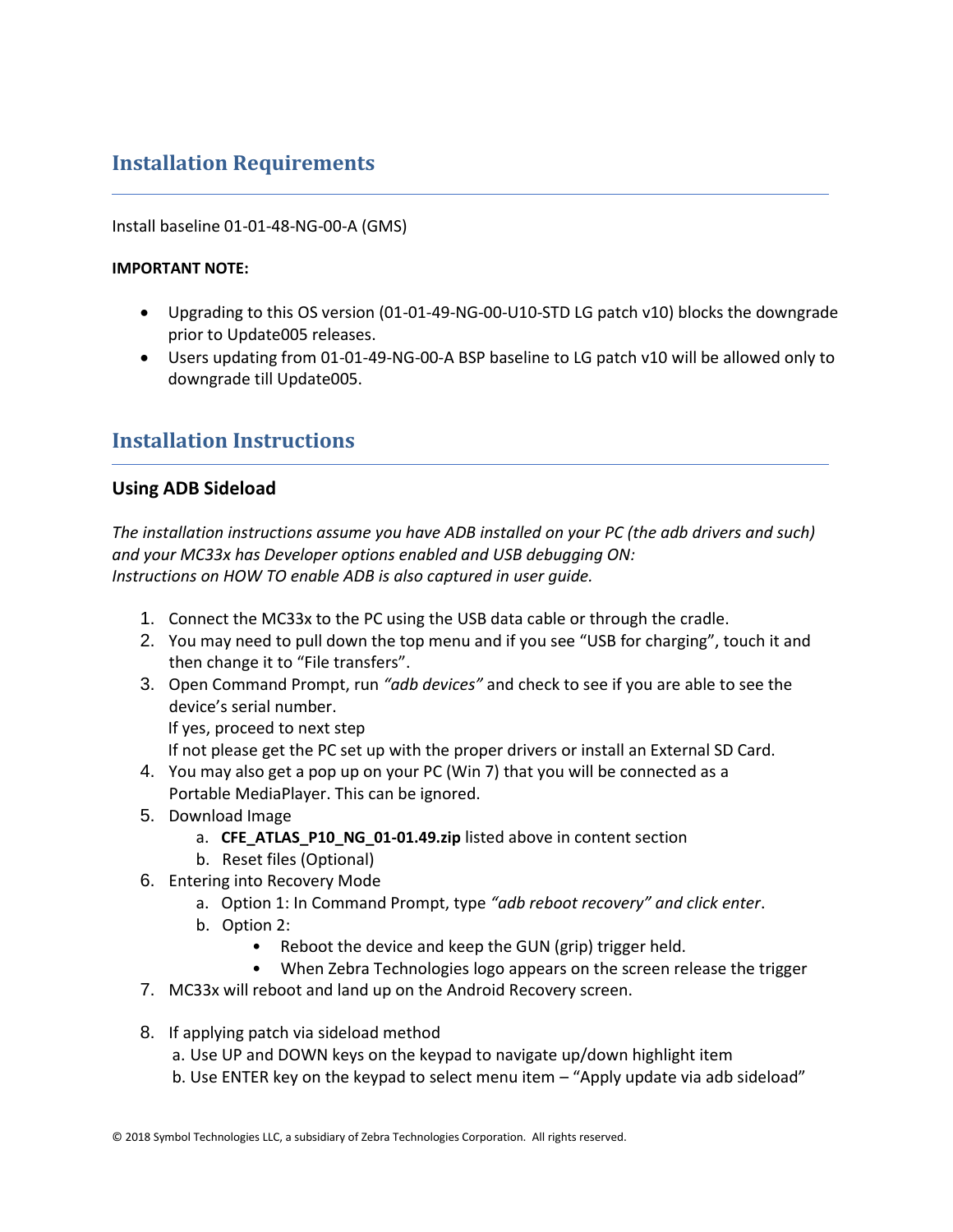## Installation Requirements

Install baseline 01-01-48-NG-00-A (GMS)

**IMPORTANT NOTE:**

- Upgrading to this OS version (01-01-49-NG-00-U10-STD LG patch v10) blocks the downgrade prior to Update005 releases.
- Users updating from 01-01-49-NG-00-A BSP baseline to LG patch v10 will be allowed only to downgrade till Update005.

## Installation Instructions

### Using ADB Sideload

*The installation instructions assume you have ADB installed on your PC (the adb drivers and such) and your MC33x has Developer options enabled and USB debugging ON: Instructions on HOW TO enable ADB is also captured in user guide.*

1. Connect the MC33x to the PC using the USB data cable or through the cradle.
2. You may need to pull down the top menu and if you see "USB for charging", touch it and then change it to "File transfers".
3. Open Command Prompt, run *"adb devices"* and check to see if you are able to see the device's serial number.
   If yes, proceed to next step
   If not please get the PC set up with the proper drivers or install an External SD Card.
4. You may also get a pop up on your PC (Win 7) that you will be connected as a Portable MediaPlayer. This can be ignored.
5. Download Image
   a. **CFE_ATLAS_P10_NG_01-01.49.zip** listed above in content section
   b. Reset files (Optional)
6. Entering into Recovery Mode
   a. Option 1: In Command Prompt, type *"adb reboot recovery" and click enter*.
   b. Option 2:
      - Reboot the device and keep the GUN (grip) trigger held.
      - When Zebra Technologies logo appears on the screen release the trigger
7. MC33x will reboot and land up on the Android Recovery screen.
8. If applying patch via sideload method
   a. Use UP and DOWN keys on the keypad to navigate up/down highlight item
   b. Use ENTER key on the keypad to select menu item – "Apply update via adb sideload"

© 2018 Symbol Technologies LLC, a subsidiary of Zebra Technologies Corporation. All rights reserved.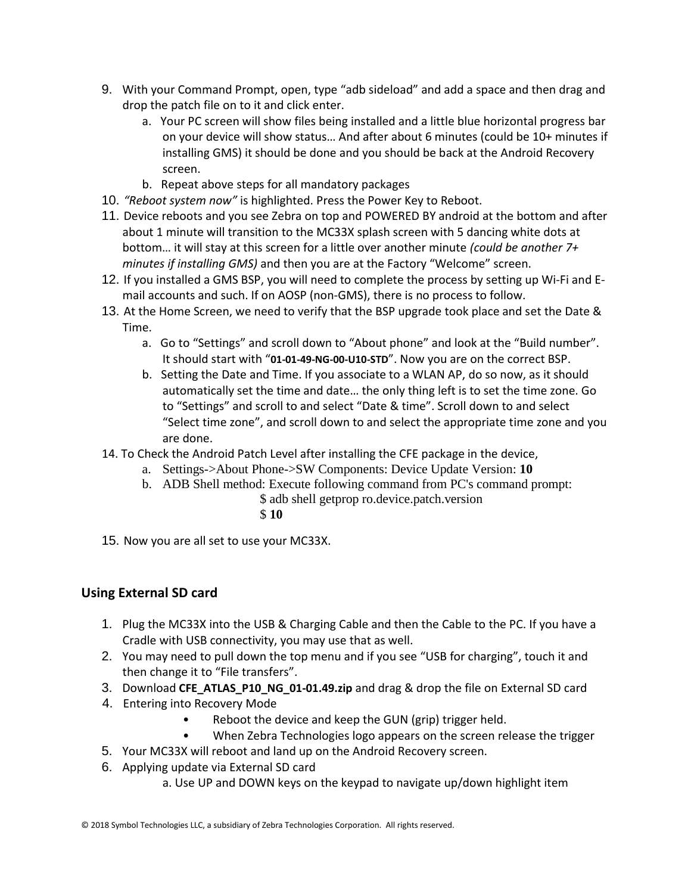9. With your Command Prompt, open, type “adb sideload” and add a space and then drag and drop the patch file on to it and click enter.
    a. Your PC screen will show files being installed and a little blue horizontal progress bar on your device will show status… And after about 6 minutes (could be 10+ minutes if installing GMS) it should be done and you should be back at the Android Recovery screen.
    b. Repeat above steps for all mandatory packages
10. *“Reboot system now”* is highlighted. Press the Power Key to Reboot.
11. Device reboots and you see Zebra on top and POWERED BY android at the bottom and after about 1 minute will transition to the MC33X splash screen with 5 dancing white dots at bottom… it will stay at this screen for a little over another minute *(could be another 7+ minutes if installing GMS)* and then you are at the Factory “Welcome” screen.
12. If you installed a GMS BSP, you will need to complete the process by setting up Wi-Fi and E-mail accounts and such. If on AOSP (non-GMS), there is no process to follow.
13. At the Home Screen, we need to verify that the BSP upgrade took place and set the Date & Time.
    a. Go to “Settings” and scroll down to “About phone” and look at the “Build number”. It should start with “**01-01-49-NG-00-U10-STD**”. Now you are on the correct BSP.
    b. Setting the Date and Time. If you associate to a WLAN AP, do so now, as it should automatically set the time and date… the only thing left is to set the time zone. Go to “Settings” and scroll to and select “Date & time”. Scroll down to and select “Select time zone”, and scroll down to and select the appropriate time zone and you are done.
14. To Check the Android Patch Level after installing the CFE package in the device,
    a. Settings->About Phone->SW Components: Device Update Version: **10**
    b. ADB Shell method: Execute following command from PC's command prompt:

       $ adb shell getprop ro.device.patch.version
       $ **10**

15. Now you are all set to use your MC33X.

## Using External SD card

1. Plug the MC33X into the USB & Charging Cable and then the Cable to the PC. If you have a Cradle with USB connectivity, you may use that as well.
2. You may need to pull down the top menu and if you see “USB for charging”, touch it and then change it to “File transfers”.
3. Download **CFE_ATLAS_P10_NG_01-01.49.zip** and drag & drop the file on External SD card
4. Entering into Recovery Mode
    - Reboot the device and keep the GUN (grip) trigger held.
    - When Zebra Technologies logo appears on the screen release the trigger
5. Your MC33X will reboot and land up on the Android Recovery screen.
6. Applying update via External SD card
    a. Use UP and DOWN keys on the keypad to navigate up/down highlight item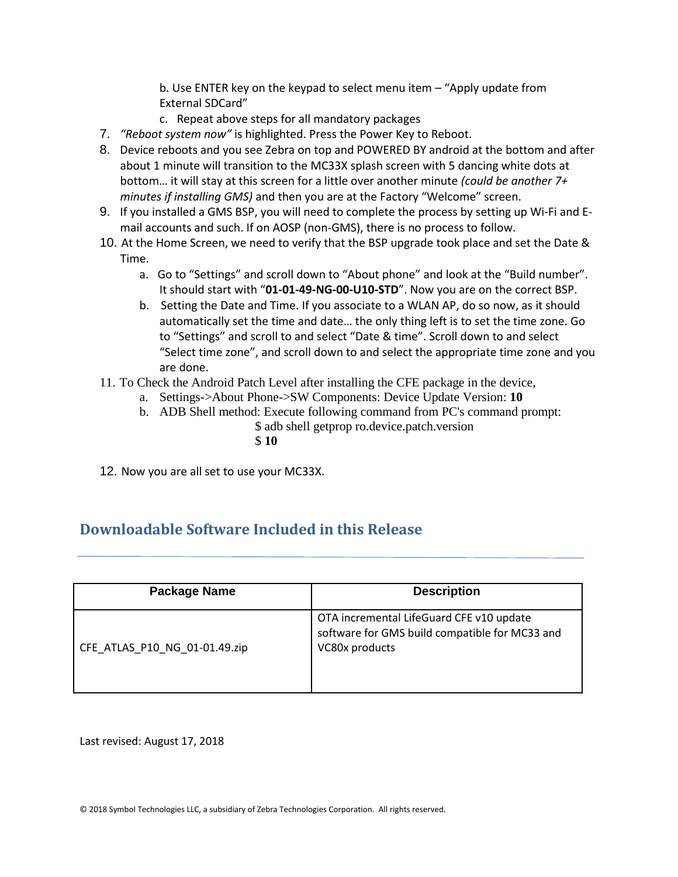b. Use ENTER key on the keypad to select menu item – "Apply update from External SDCard"

c. Repeat above steps for all mandatory packages

7. *"Reboot system now"* is highlighted. Press the Power Key to Reboot.
8. Device reboots and you see Zebra on top and POWERED BY android at the bottom and after about 1 minute will transition to the MC33X splash screen with 5 dancing white dots at bottom… it will stay at this screen for a little over another minute *(could be another 7+ minutes if installing GMS)* and then you are at the Factory "Welcome" screen.
9. If you installed a GMS BSP, you will need to complete the process by setting up Wi-Fi and E-mail accounts and such. If on AOSP (non-GMS), there is no process to follow.
10. At the Home Screen, we need to verify that the BSP upgrade took place and set the Date & Time.
    a. Go to "Settings" and scroll down to "About phone" and look at the "Build number". It should start with "**01-01-49-NG-00-U10-STD**". Now you are on the correct BSP.
    b. Setting the Date and Time. If you associate to a WLAN AP, do so now, as it should automatically set the time and date… the only thing left is to set the time zone. Go to "Settings" and scroll to and select "Date & time". Scroll down to and select "Select time zone", and scroll down to and select the appropriate time zone and you are done.
11. To Check the Android Patch Level after installing the CFE package in the device,
    a. Settings->About Phone->SW Components: Device Update Version: **10**
    b. ADB Shell method: Execute following command from PC's command prompt:

       $ adb shell getprop ro.device.patch.version

       $ **10**
12. Now you are all set to use your MC33X.

## Downloadable Software Included in this Release

| Package Name | Description |
| --- | --- |
| CFE_ATLAS_P10_NG_01-01.49.zip | OTA incremental LifeGuard CFE v10 update software for GMS build compatible for MC33 and VC80x products |

Last revised: August 17, 2018

© 2018 Symbol Technologies LLC, a subsidiary of Zebra Technologies Corporation. All rights reserved.